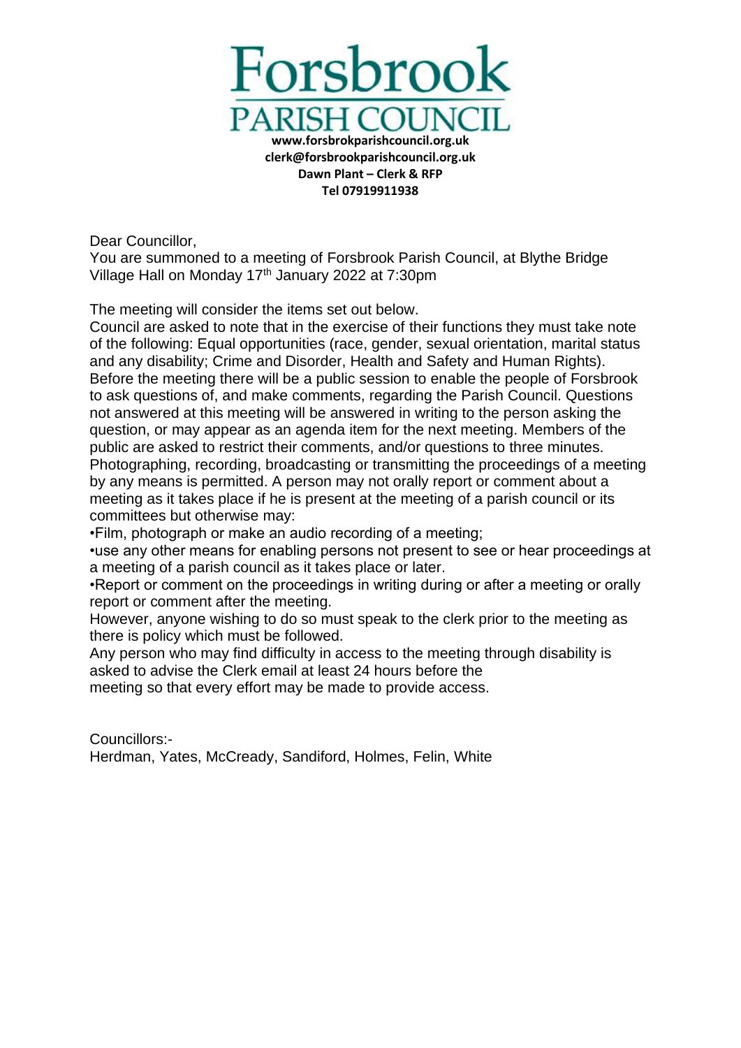# Forsbrook
## PARISH COUNCIL

**www.forsbrokparishcouncil.org.uk**
**clerk@forsbrookparishcouncil.org.uk**
**Dawn Plant – Clerk & RFP**
**Tel 07919911938**

Dear Councillor,
You are summoned to a meeting of Forsbrook Parish Council, at Blythe Bridge Village Hall on Monday 17th January 2022 at 7:30pm

The meeting will consider the items set out below.
Council are asked to note that in the exercise of their functions they must take note of the following: Equal opportunities (race, gender, sexual orientation, marital status and any disability; Crime and Disorder, Health and Safety and Human Rights).
Before the meeting there will be a public session to enable the people of Forsbrook to ask questions of, and make comments, regarding the Parish Council. Questions not answered at this meeting will be answered in writing to the person asking the question, or may appear as an agenda item for the next meeting. Members of the public are asked to restrict their comments, and/or questions to three minutes.
Photographing, recording, broadcasting or transmitting the proceedings of a meeting by any means is permitted. A person may not orally report or comment about a meeting as it takes place if he is present at the meeting of a parish council or its committees but otherwise may:

- Film, photograph or make an audio recording of a meeting;
- use any other means for enabling persons not present to see or hear proceedings at a meeting of a parish council as it takes place or later.
- Report or comment on the proceedings in writing during or after a meeting or orally report or comment after the meeting.

However, anyone wishing to do so must speak to the clerk prior to the meeting as there is policy which must be followed.
Any person who may find difficulty in access to the meeting through disability is asked to advise the Clerk email at least 24 hours before the
meeting so that every effort may be made to provide access.

Councillors:-
Herdman, Yates, McCready, Sandiford, Holmes, Felin, White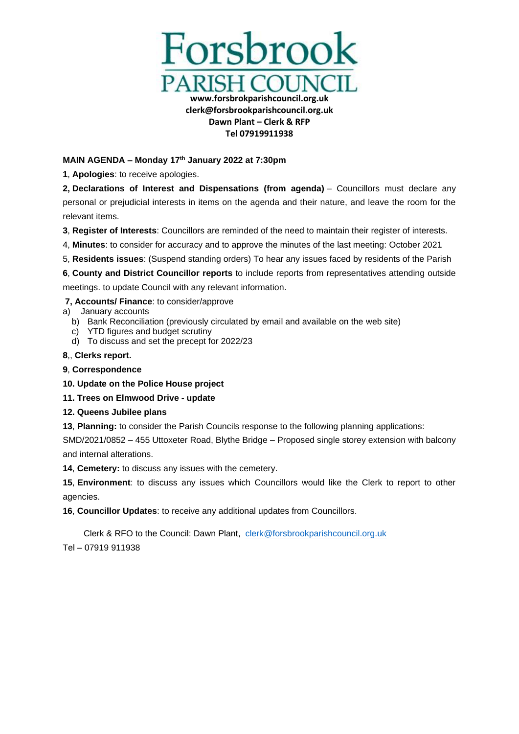# Forsbrook
## PARISH COUNCIL

**www.forsbrokparishcouncil.org.uk**
**clerk@forsbrookparishcouncil.org.uk**
**Dawn Plant – Clerk & RFP**
**Tel 07919911938**

**MAIN AGENDA – Monday 17th January 2022 at 7:30pm**

**1**, **Apologies**: to receive apologies.

**2, Declarations of Interest and Dispensations (from agenda)** – Councillors must declare any personal or prejudicial interests in items on the agenda and their nature, and leave the room for the relevant items.

**3**, **Register of Interests**: Councillors are reminded of the need to maintain their register of interests.

4, **Minutes**: to consider for accuracy and to approve the minutes of the last meeting: October 2021

5, **Residents issues**: (Suspend standing orders) To hear any issues faced by residents of the Parish

**6**, **County and District Councillor reports** to include reports from representatives attending outside meetings. to update Council with any relevant information.

**7, Accounts/ Finance**: to consider/approve

a) January accounts
b) Bank Reconciliation (previously circulated by email and available on the web site)
c) YTD figures and budget scrutiny
d) To discuss and set the precept for 2022/23

**8**,, **Clerks report.**

**9**, **Correspondence**

**10. Update on the Police House project**

**11. Trees on Elmwood Drive - update**

**12. Queens Jubilee plans**

**13**, **Planning:** to consider the Parish Councils response to the following planning applications:

SMD/2021/0852 – 455 Uttoxeter Road, Blythe Bridge – Proposed single storey extension with balcony and internal alterations.

**14**, **Cemetery:** to discuss any issues with the cemetery.

**15**, **Environment**: to discuss any issues which Councillors would like the Clerk to report to other agencies.

**16**, **Councillor Updates**: to receive any additional updates from Councillors.

Clerk & RFO to the Council: Dawn Plant, clerk@forsbrookparishcouncil.org.uk
Tel – 07919 911938